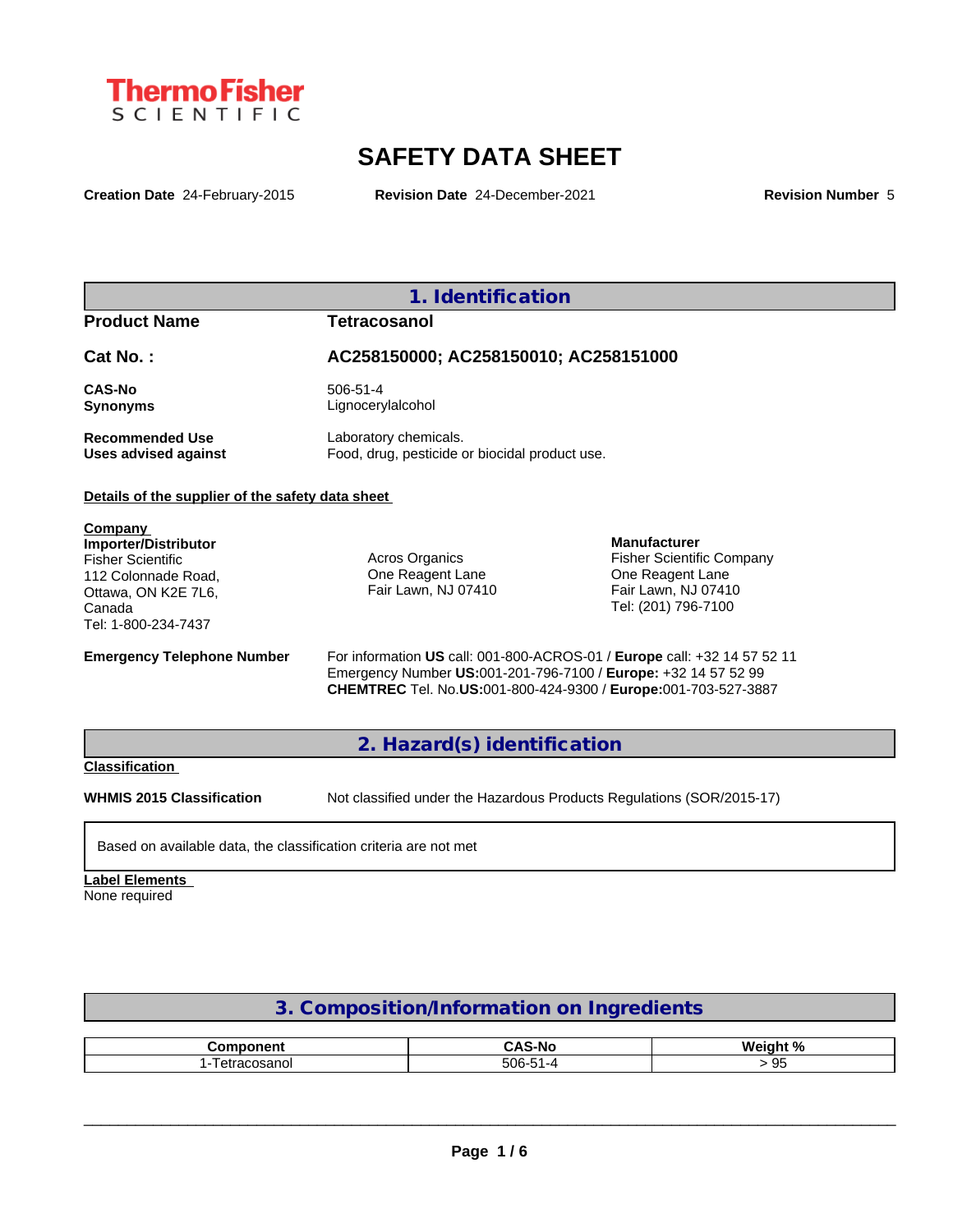ThermoFisher SCIENTIFIC

# SAFETY DATA SHEET

**Creation Date** 24-February-2015 **Revision Date** 24-December-2021 **Revision Number** 5

## 1. Identification

**Product Name** **Tetracosanol**

**Cat No. :** **AC258150000; AC258150010; AC258151000**

**CAS-No** 506-51-4
**Synonyms** Lignocerylalcohol

**Recommended Use** Laboratory chemicals.
**Uses advised against** Food, drug, pesticide or biocidal product use.

**Details of the supplier of the safety data sheet**

**Company**
**Importer/Distributor**
Fisher Scientific
112 Colonnade Road,
Ottawa, ON K2E 7L6,
Canada
Tel: 1-800-234-7437

Acros Organics
One Reagent Lane
Fair Lawn, NJ 07410

**Manufacturer**
Fisher Scientific Company
One Reagent Lane
Fair Lawn, NJ 07410
Tel: (201) 796-7100

**Emergency Telephone Number**
For information **US** call: 001-800-ACROS-01 / **Europe** call: +32 14 57 52 11
Emergency Number **US:**001-201-796-7100 / **Europe:** +32 14 57 52 99
**CHEMTREC** Tel. No.**US:**001-800-424-9300 / **Europe:**001-703-527-3887

## 2. Hazard(s) identification

**Classification**

**WHMIS 2015 Classification** Not classified under the Hazardous Products Regulations (SOR/2015-17)

Based on available data, the classification criteria are not met

**Label Elements**
None required

## 3. Composition/Information on Ingredients

| Component | CAS-No | Weight % |
|---|---|---|
| 1-Tetracosanol | 506-51-4 | > 95 |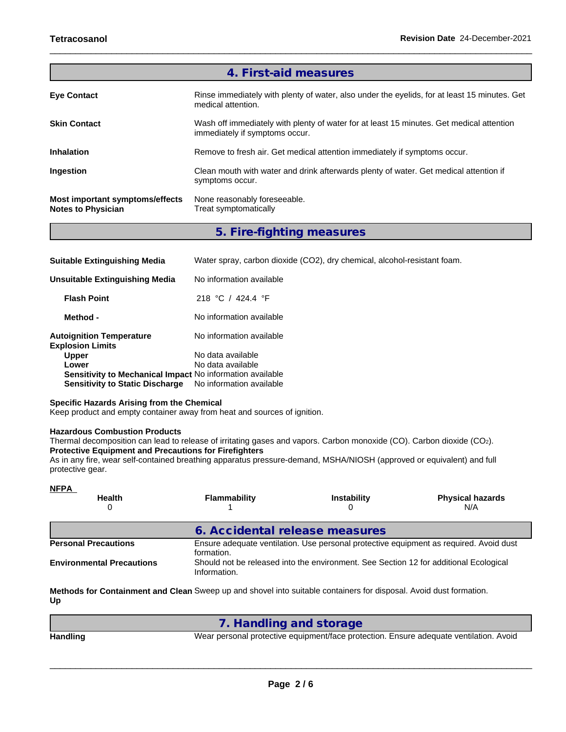## 4. First-aid measures

| | |
|---|---|
| **Eye Contact** | Rinse immediately with plenty of water, also under the eyelids, for at least 15 minutes. Get medical attention. |
| **Skin Contact** | Wash off immediately with plenty of water for at least 15 minutes. Get medical attention immediately if symptoms occur. |
| **Inhalation** | Remove to fresh air. Get medical attention immediately if symptoms occur. |
| **Ingestion** | Clean mouth with water and drink afterwards plenty of water. Get medical attention if symptoms occur. |
| **Most important symptoms/effects** | None reasonably foreseeable. |
| **Notes to Physician** | Treat symptomatically |

## 5. Fire-fighting measures

| | |
|---|---|
| **Suitable Extinguishing Media** | Water spray, carbon dioxide (CO2), dry chemical, alcohol-resistant foam. |
| **Unsuitable Extinguishing Media** | No information available |
| **Flash Point** | 218 °C / 424.4 °F |
| **Method -** | No information available |
| **Autoignition Temperature** | No information available |
| **Explosion Limits** | |
| **Upper** | No data available |
| **Lower** | No data available |
| **Sensitivity to Mechanical Impact** | No information available |
| **Sensitivity to Static Discharge** | No information available |

**Specific Hazards Arising from the Chemical**
Keep product and empty container away from heat and sources of ignition.

**Hazardous Combustion Products**
Thermal decomposition can lead to release of irritating gases and vapors. Carbon monoxide (CO). Carbon dioxide ($CO_2$).
**Protective Equipment and Precautions for Firefighters**
As in any fire, wear self-contained breathing apparatus pressure-demand, MSHA/NIOSH (approved or equivalent) and full protective gear.

**NFPA**

| Health | Flammability | Instability | Physical hazards |
|---|---|---|---|
| 0 | 1 | 0 | N/A |

## 6. Accidental release measures

| | |
|---|---|
| **Personal Precautions** | Ensure adequate ventilation. Use personal protective equipment as required. Avoid dust formation. |
| **Environmental Precautions** | Should not be released into the environment. See Section 12 for additional Ecological Information. |
| **Methods for Containment and Clean Up** | Sweep up and shovel into suitable containers for disposal. Avoid dust formation. |

## 7. Handling and storage

| | |
|---|---|
| **Handling** | Wear personal protective equipment/face protection. Ensure adequate ventilation. Avoid |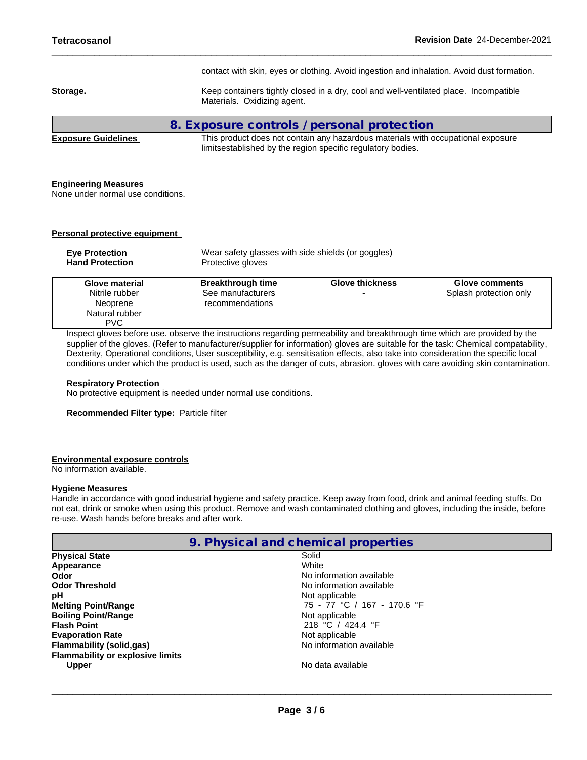contact with skin, eyes or clothing. Avoid ingestion and inhalation. Avoid dust formation.

**Storage.** Keep containers tightly closed in a dry, cool and well-ventilated place. Incompatible Materials. Oxidizing agent.

## 8. Exposure controls / personal protection

**Exposure Guidelines** This product does not contain any hazardous materials with occupational exposure limitsestablished by the region specific regulatory bodies.

**Engineering Measures**
None under normal use conditions.

**Personal protective equipment**

**Eye Protection** Wear safety glasses with side shields (or goggles)
**Hand Protection** Protective gloves

| Glove material | Breakthrough time | Glove thickness | Glove comments |
|---|---|---|---|
| Nitrile rubber<br>Neoprene<br>Natural rubber<br>PVC | See manufacturers recommendations | - | Splash protection only |

Inspect gloves before use. observe the instructions regarding permeability and breakthrough time which are provided by the supplier of the gloves. (Refer to manufacturer/supplier for information) gloves are suitable for the task: Chemical compatability, Dexterity, Operational conditions, User susceptibility, e.g. sensitisation effects, also take into consideration the specific local conditions under which the product is used, such as the danger of cuts, abrasion. gloves with care avoiding skin contamination.

**Respiratory Protection**
No protective equipment is needed under normal use conditions.

**Recommended Filter type:** Particle filter

**Environmental exposure controls**
No information available.

**Hygiene Measures**
Handle in accordance with good industrial hygiene and safety practice. Keep away from food, drink and animal feeding stuffs. Do not eat, drink or smoke when using this product. Remove and wash contaminated clothing and gloves, including the inside, before re-use. Wash hands before breaks and after work.

## 9. Physical and chemical properties

| | |
|---|---|
| **Physical State** | Solid |
| **Appearance** | White |
| **Odor** | No information available |
| **Odor Threshold** | No information available |
| **pH** | Not applicable |
| **Melting Point/Range** | 75 - 77 °C / 167 - 170.6 °F |
| **Boiling Point/Range** | Not applicable |
| **Flash Point** | 218 °C / 424.4 °F |
| **Evaporation Rate** | Not applicable |
| **Flammability (solid,gas)** | No information available |
| **Flammability or explosive limits** | |
| **Upper** | No data available |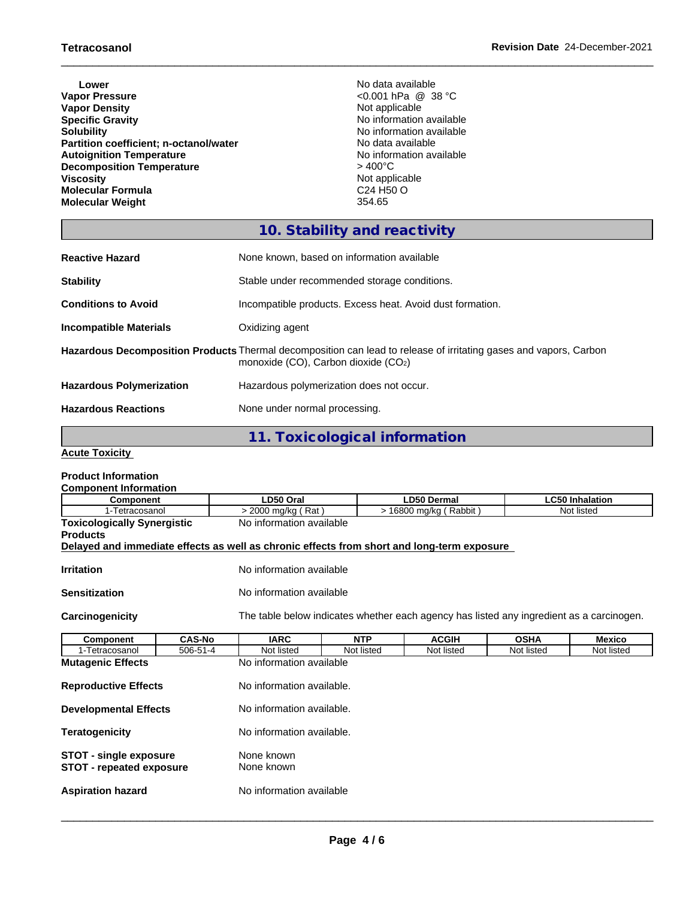| | |
|---|---|
| **Lower** | No data available |
| **Vapor Pressure** | <0.001 hPa @ 38 °C |
| **Vapor Density** | Not applicable |
| **Specific Gravity** | No information available |
| **Solubility** | No information available |
| **Partition coefficient; n-octanol/water** | No data available |
| **Autoignition Temperature** | No information available |
| **Decomposition Temperature** | > 400°C |
| **Viscosity** | Not applicable |
| **Molecular Formula** | C24 H50 O |
| **Molecular Weight** | 354.65 |

## 10. Stability and reactivity

| | |
|---|---|
| **Reactive Hazard** | None known, based on information available |
| **Stability** | Stable under recommended storage conditions. |
| **Conditions to Avoid** | Incompatible products. Excess heat. Avoid dust formation. |
| **Incompatible Materials** | Oxidizing agent |
| **Hazardous Decomposition Products** | Thermal decomposition can lead to release of irritating gases and vapors, Carbon monoxide (CO), Carbon dioxide ($CO_2$) |
| **Hazardous Polymerization** | Hazardous polymerization does not occur. |
| **Hazardous Reactions** | None under normal processing. |

## 11. Toxicological information

**Acute Toxicity**

**Product Information**

**Component Information**

| Component | LD50 Oral | LD50 Dermal | LC50 Inhalation |
|---|---|---|---|
| 1-Tetracosanol | > 2000 mg/kg ( Rat ) | > 16800 mg/kg ( Rabbit ) | Not listed |

**Toxicologically Synergistic Products** No information available

**Delayed and immediate effects as well as chronic effects from short and long-term exposure**

| | |
|---|---|
| **Irritation** | No information available |
| **Sensitization** | No information available |
| **Carcinogenicity** | The table below indicates whether each agency has listed any ingredient as a carcinogen. |

| Component | CAS-No | IARC | NTP | ACGIH | OSHA | Mexico |
|---|---|---|---|---|---|---|
| 1-Tetracosanol | 506-51-4 | Not listed | Not listed | Not listed | Not listed | Not listed |

| | |
|---|---|
| **Mutagenic Effects** | No information available |
| **Reproductive Effects** | No information available. |
| **Developmental Effects** | No information available. |
| **Teratogenicity** | No information available. |
| **STOT - single exposure** | None known |
| **STOT - repeated exposure** | None known |
| **Aspiration hazard** | No information available |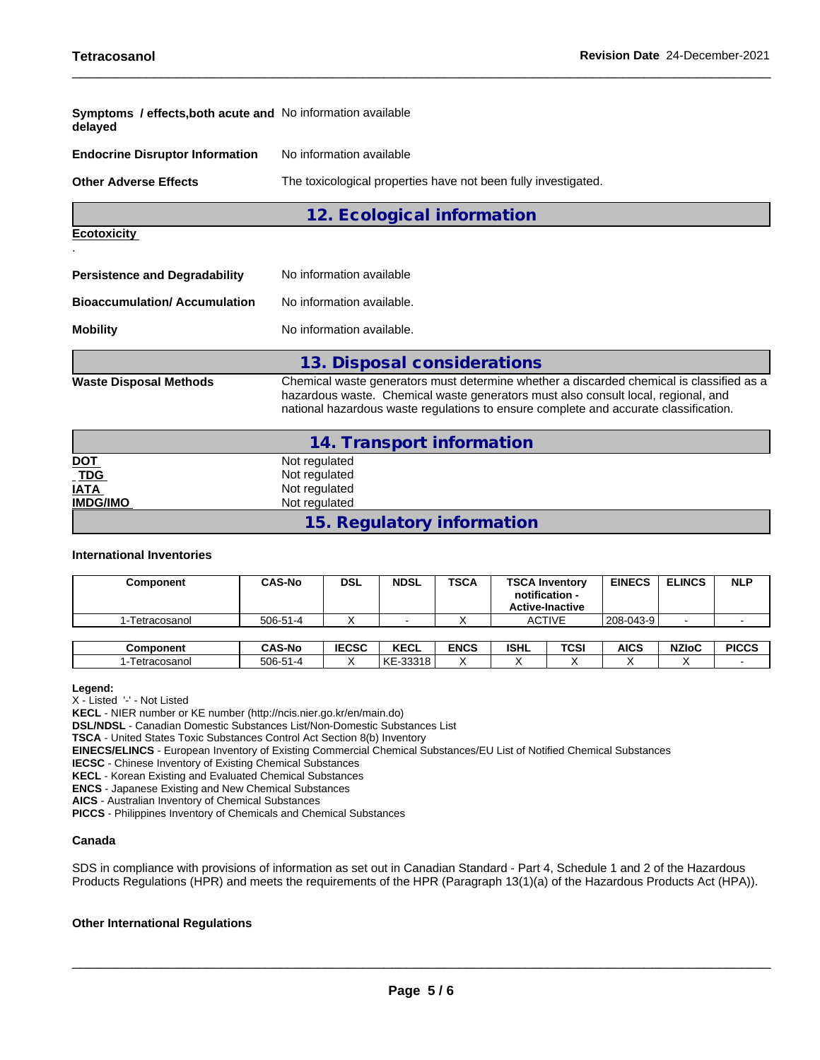**Symptoms / effects,both acute and delayed** No information available

**Endocrine Disruptor Information** No information available

**Other Adverse Effects** The toxicological properties have not been fully investigated.

## 12. Ecological information

**Ecotoxicity**

.

**Persistence and Degradability** No information available

**Bioaccumulation/ Accumulation** No information available.

**Mobility** No information available.

## 13. Disposal considerations

**Waste Disposal Methods** Chemical waste generators must determine whether a discarded chemical is classified as a hazardous waste. Chemical waste generators must also consult local, regional, and national hazardous waste regulations to ensure complete and accurate classification.

## 14. Transport information

**DOT** Not regulated
**TDG** Not regulated
**IATA** Not regulated
**IMDG/IMO** Not regulated

## 15. Regulatory information

**International Inventories**

| Component | CAS-No | DSL | NDSL | TSCA | TSCA Inventory notification - Active-Inactive | EINECS | ELINCS | NLP |
|---|---|---|---|---|---|---|---|---|
| 1-Tetracosanol | 506-51-4 | X | - | X | ACTIVE | 208-043-9 | - | - |

| Component | CAS-No | IECSC | KECL | ENCS | ISHL | TCSI | AICS | NZIoC | PICCS |
|---|---|---|---|---|---|---|---|---|---|
| 1-Tetracosanol | 506-51-4 | X | KE-33318 | X | X | X | X | X | - |

**Legend:**
X - Listed '-' - Not Listed
**KECL** - NIER number or KE number (http://ncis.nier.go.kr/en/main.do)
**DSL/NDSL** - Canadian Domestic Substances List/Non-Domestic Substances List
**TSCA** - United States Toxic Substances Control Act Section 8(b) Inventory
**EINECS/ELINCS** - European Inventory of Existing Commercial Chemical Substances/EU List of Notified Chemical Substances
**IECSC** - Chinese Inventory of Existing Chemical Substances
**KECL** - Korean Existing and Evaluated Chemical Substances
**ENCS** - Japanese Existing and New Chemical Substances
**AICS** - Australian Inventory of Chemical Substances
**PICCS** - Philippines Inventory of Chemicals and Chemical Substances

**Canada**

SDS in compliance with provisions of information as set out in Canadian Standard - Part 4, Schedule 1 and 2 of the Hazardous Products Regulations (HPR) and meets the requirements of the HPR (Paragraph 13(1)(a) of the Hazardous Products Act (HPA)).

**Other International Regulations**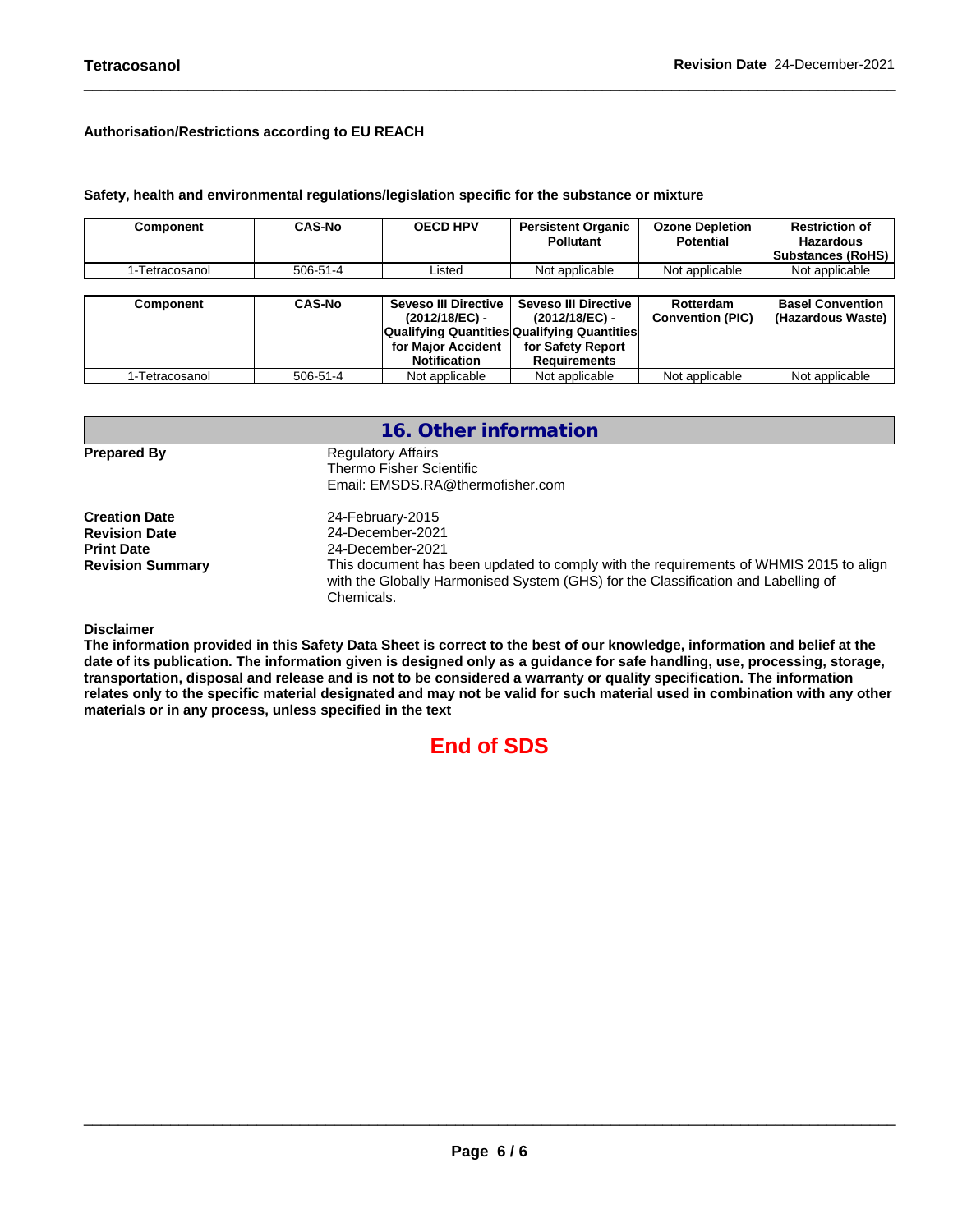**Authorisation/Restrictions according to EU REACH**

**Safety, health and environmental regulations/legislation specific for the substance or mixture**

| Component | CAS-No | OECD HPV | Persistent Organic Pollutant | Ozone Depletion Potential | Restriction of Hazardous Substances (RoHS) |
| --- | --- | --- | --- | --- | --- |
| 1-Tetracosanol | 506-51-4 | Listed | Not applicable | Not applicable | Not applicable |

| Component | CAS-No | Seveso III Directive (2012/18/EC) - Qualifying Quantities for Major Accident Notification | Seveso III Directive (2012/18/EC) - Qualifying Quantities for Safety Report Requirements | Rotterdam Convention (PIC) | Basel Convention (Hazardous Waste) |
| --- | --- | --- | --- | --- | --- |
| 1-Tetracosanol | 506-51-4 | Not applicable | Not applicable | Not applicable | Not applicable |

## 16. Other information

**Prepared By**
Regulatory Affairs
Thermo Fisher Scientific
Email: EMSDS.RA@thermofisher.com

**Creation Date** 24-February-2015
**Revision Date** 24-December-2021
**Print Date** 24-December-2021
**Revision Summary** This document has been updated to comply with the requirements of WHMIS 2015 to align with the Globally Harmonised System (GHS) for the Classification and Labelling of Chemicals.

**Disclaimer**
**The information provided in this Safety Data Sheet is correct to the best of our knowledge, information and belief at the date of its publication. The information given is designed only as a guidance for safe handling, use, processing, storage, transportation, disposal and release and is not to be considered a warranty or quality specification. The information relates only to the specific material designated and may not be valid for such material used in combination with any other materials or in any process, unless specified in the text**

**End of SDS**